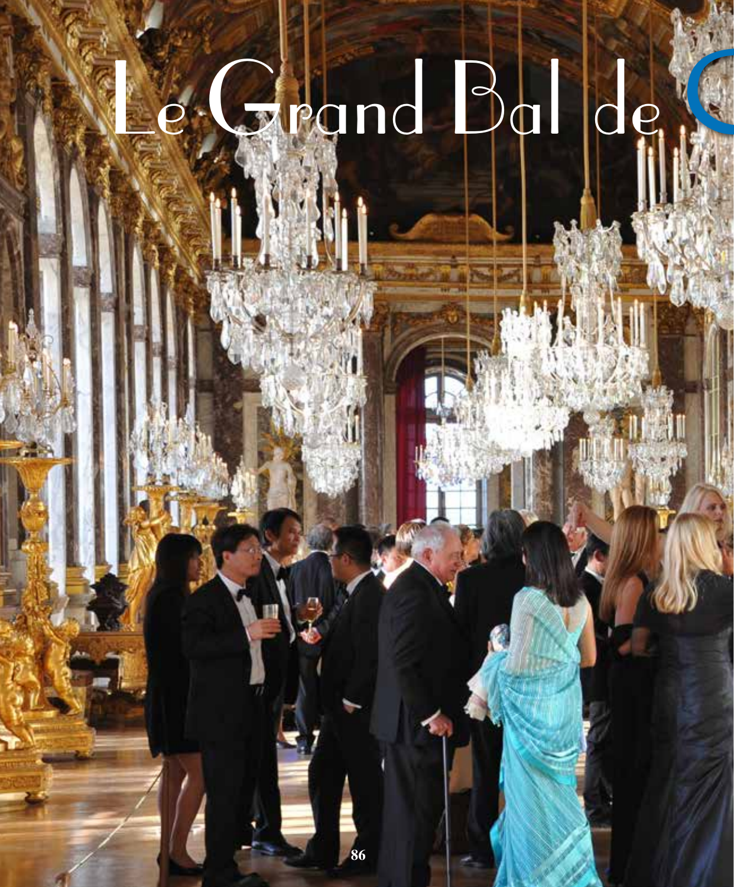# Le Grand Bal de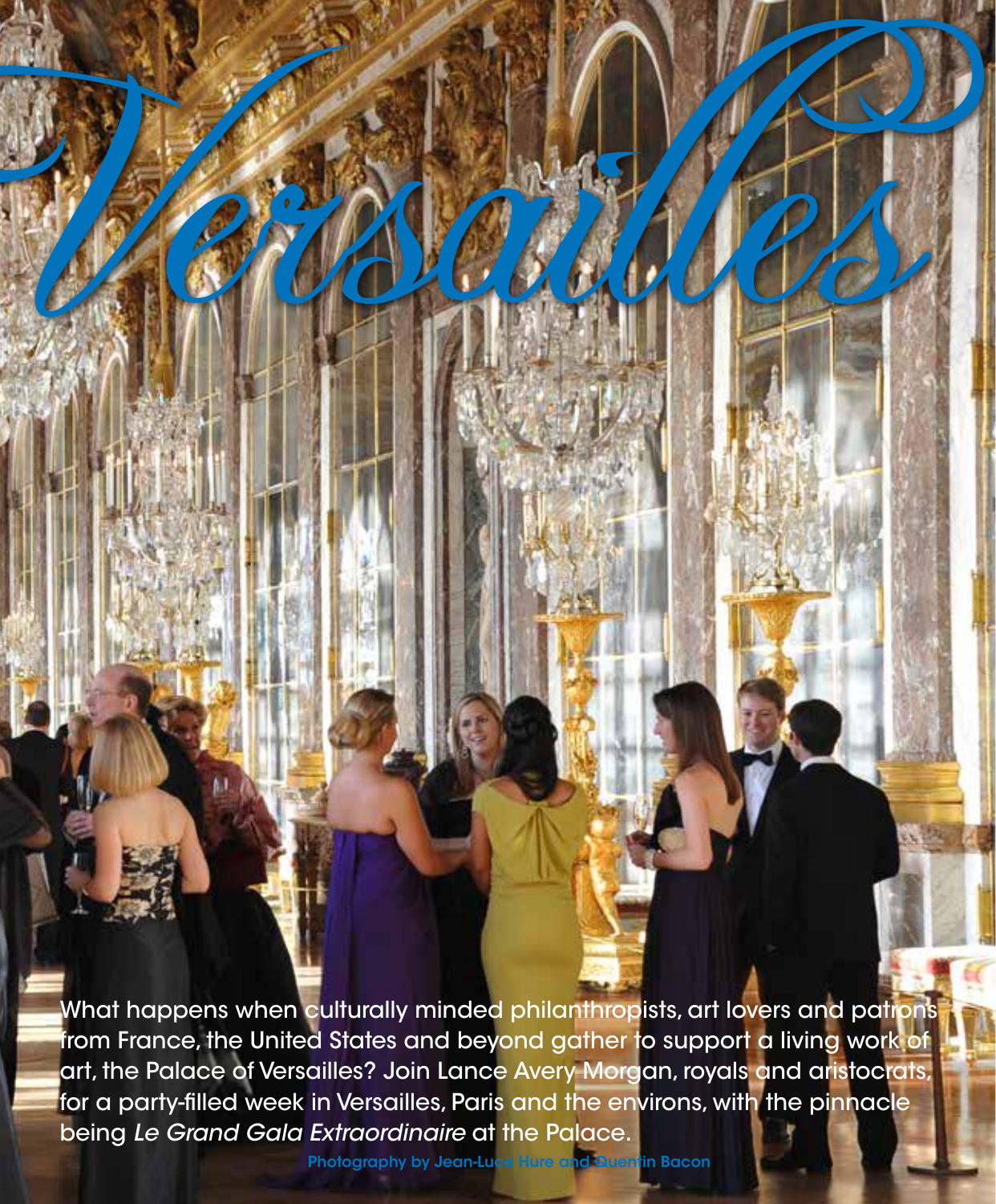# *Versailles*

What happens when culturally minded philanthropists, art lovers and patrons from France, the United States and beyond gather to support a living work of art, the Palace of Versailles? Join Lance Avery Morgan, royals and aristocrats, for a party-filled week in Versailles, Paris and the environs, with the pinnacle being *Le Grand Gala Extraordinaire* at the Palace.

Photography by Jean-Luce Hure and Quentin Bacon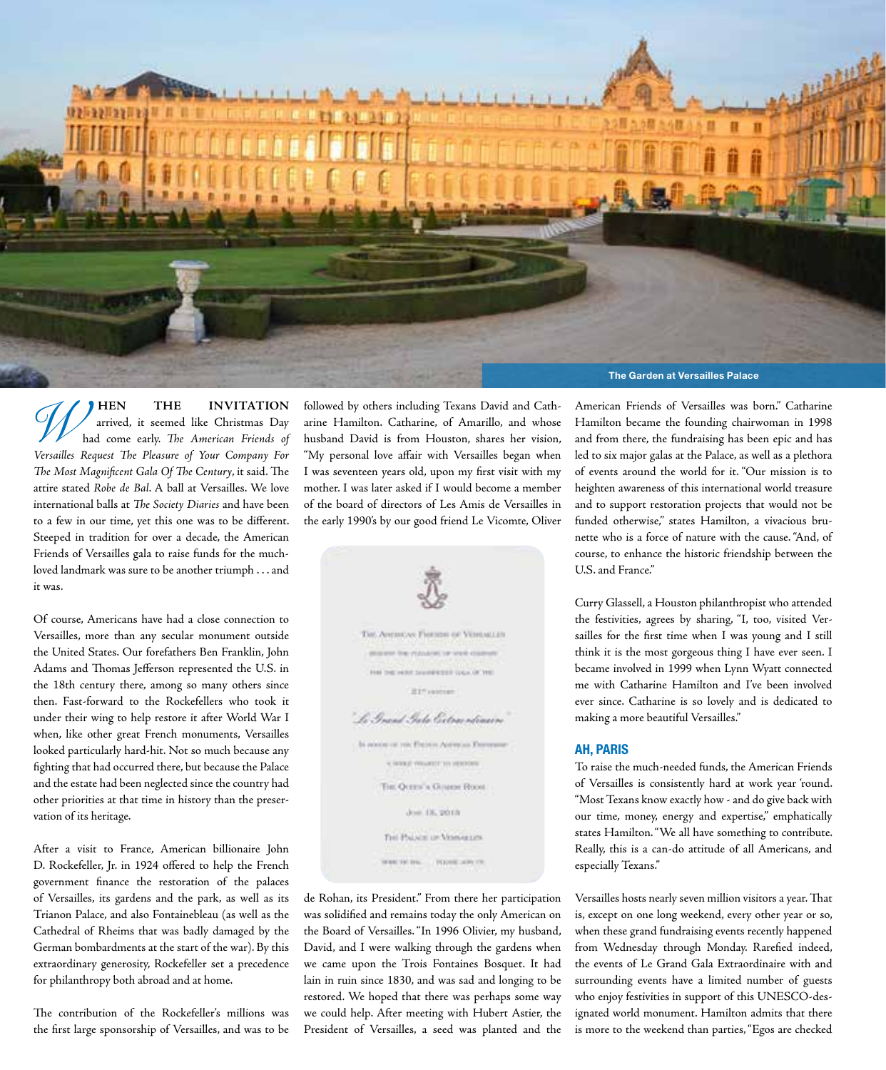The Garden at Versailles Palace

**WHEN THE INVITATION** arrived, it seemed like Christmas Day had come early. *The American Friends of Versailles Request The Pleasure of Your Company For The Most Magnificent Gala Of The Century*, it said. The attire stated *Robe de Bal*. A ball at Versailles. We love international balls at *The Society Diaries* and have been to a few in our time, yet this one was to be different. Steeped in tradition for over a decade, the American Friends of Versailles gala to raise funds for the much-loved landmark was sure to be another triumph . . . and it was.

Of course, Americans have had a close connection to Versailles, more than any secular monument outside the United States. Our forefathers Ben Franklin, John Adams and Thomas Jefferson represented the U.S. in the 18th century there, among so many others since then. Fast-forward to the Rockefellers who took it under their wing to help restore it after World War I when, like other great French monuments, Versailles looked particularly hard-hit. Not so much because any fighting that had occurred there, but because the Palace and the estate had been neglected since the country had other priorities at that time in history than the preservation of its heritage.

After a visit to France, American billionaire John D. Rockefeller, Jr. in 1924 offered to help the French government finance the restoration of the palaces of Versailles, its gardens and the park, as well as its Trianon Palace, and also Fontainebleau (as well as the Cathedral of Rheims that was badly damaged by the German bombardments at the start of the war). By this extraordinary generosity, Rockefeller set a precedence for philanthropy both abroad and at home.

The contribution of the Rockefeller's millions was the first large sponsorship of Versailles, and was to be followed by others including Texans David and Catharine Hamilton. Catharine, of Amarillo, and whose husband David is from Houston, shares her vision, "My personal love affair with Versailles began when I was seventeen years old, upon my first visit with my mother. I was later asked if I would become a member of the board of directors of Les Amis de Versailles in the early 1990's by our good friend Le Vicomte, Oliver de Rohan, its President." From there her participation was solidified and remains today the only American on the Board of Versailles. "In 1996 Olivier, my husband, David, and I were walking through the gardens when we came upon the Trois Fontaines Bosquet. It had lain in ruin since 1830, and was sad and longing to be restored. We hoped that there was perhaps some way we could help. After meeting with Hubert Astier, the President of Versailles, a seed was planted and the American Friends of Versailles was born." Catharine Hamilton became the founding chairwoman in 1998 and from there, the fundraising has been epic and has led to six major galas at the Palace, as well as a plethora of events around the world for it. "Our mission is to heighten awareness of this international world treasure and to support restoration projects that would not be funded otherwise," states Hamilton, a vivacious brunette who is a force of nature with the cause. "And, of course, to enhance the historic friendship between the U.S. and France."

Curry Glassell, a Houston philanthropist who attended the festivities, agrees by sharing, "I, too, visited Versailles for the first time when I was young and I still think it is the most gorgeous thing I have ever seen. I became involved in 1999 when Lynn Wyatt connected me with Catharine Hamilton and I've been involved ever since. Catharine is so lovely and is dedicated to making a more beautiful Versailles."

## AH, PARIS

To raise the much-needed funds, the American Friends of Versailles is consistently hard at work year 'round. "Most Texans know exactly how - and do give back with our time, money, energy and expertise," emphatically states Hamilton. "We all have something to contribute. Really, this is a can-do attitude of all Americans, and especially Texans."

Versailles hosts nearly seven million visitors a year. That is, except on one long weekend, every other year or so, when these grand fundraising events recently happened from Wednesday through Monday. Rarefied indeed, the events of Le Grand Gala Extraordinaire with and surrounding events have a limited number of guests who enjoy festivities in support of this UNESCO-designated world monument. Hamilton admits that there is more to the weekend than parties, "Egos are checked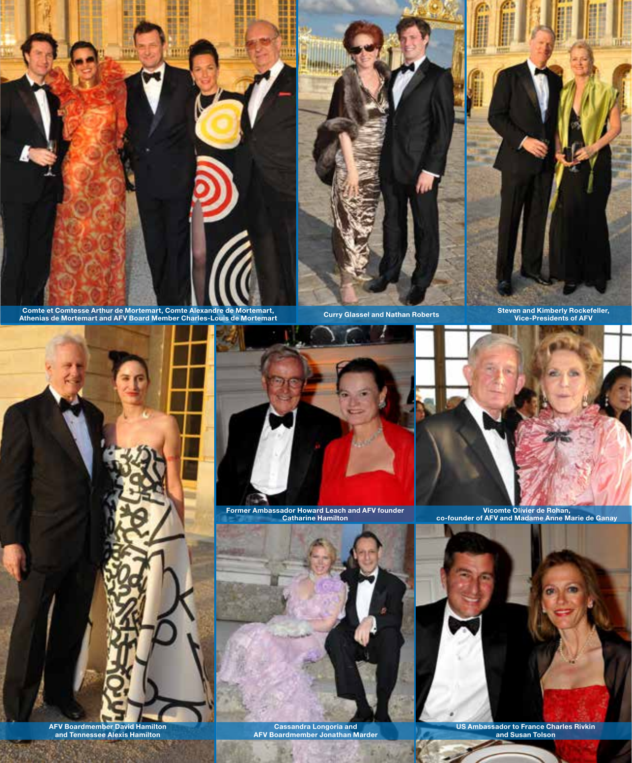Comte et Comtesse Arthur de Mortemart, Comte Alexandre de Mortemart, Athenias de Mortemart and AFV Board Member Charles-Louis de Mortemart

Curry Glassel and Nathan Roberts

Steven and Kimberly Rockefeller, Vice-Presidents of AFV

AFV Boardmember David Hamilton and Tennessee Alexis Hamilton

Former Ambassador Howard Leach and AFV founder Catharine Hamilton

Vicomte Olivier de Rohan, co-founder of AFV and Madame Anne Marie de Ganay

Cassandra Longoria and AFV Boardmember Jonathan Marder

US Ambassador to France Charles Rivkin and Susan Tolson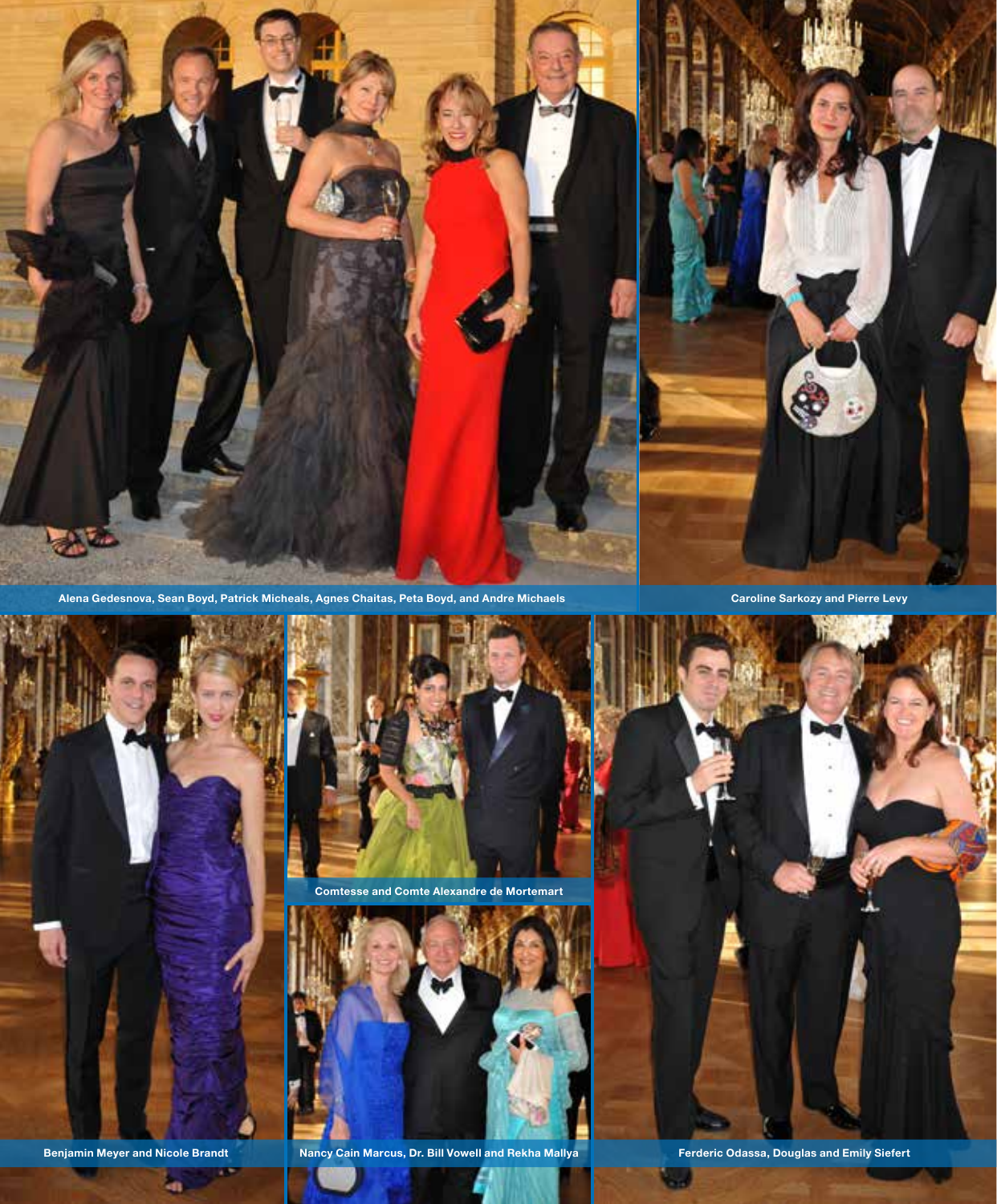Alena Gedesnova, Sean Boyd, Patrick Micheals, Agnes Chaitas, Peta Boyd, and Andre Michaels

Caroline Sarkozy and Pierre Levy

Comtesse and Comte Alexandre de Mortemart

Benjamin Meyer and Nicole Brandt

Nancy Cain Marcus, Dr. Bill Vowell and Rekha Mallya

Ferderic Odassa, Douglas and Emily Siefert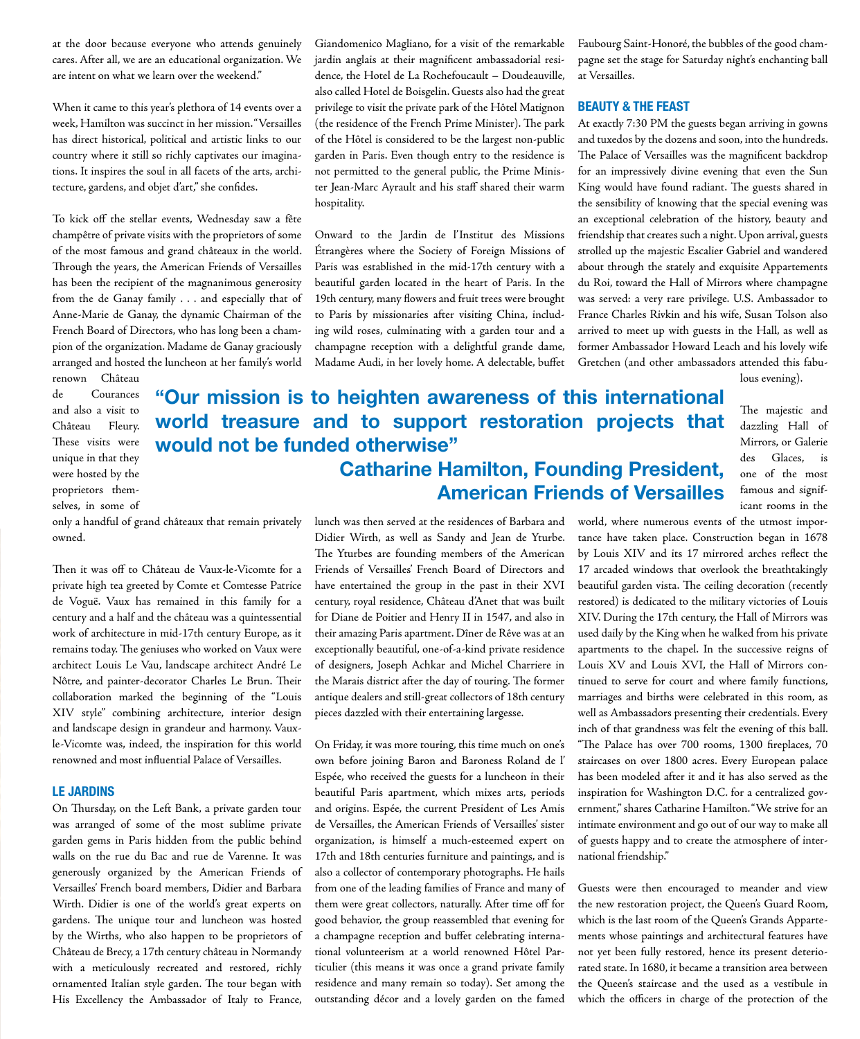at the door because everyone who attends genuinely cares. After all, we are an educational organization. We are intent on what we learn over the weekend."

When it came to this year's plethora of 14 events over a week, Hamilton was succinct in her mission. "Versailles has direct historical, political and artistic links to our country where it still so richly captivates our imaginations. It inspires the soul in all facets of the arts, architecture, gardens, and objet d'art," she confides.

To kick off the stellar events, Wednesday saw a fête champêtre of private visits with the proprietors of some of the most famous and grand châteaux in the world. Through the years, the American Friends of Versailles has been the recipient of the magnanimous generosity from the de Ganay family . . . and especially that of Anne-Marie de Ganay, the dynamic Chairman of the French Board of Directors, who has long been a champion of the organization. Madame de Ganay graciously arranged and hosted the luncheon at her family's world renown Château de Courances and also a visit to Château Fleury. These visits were unique in that they were hosted by the proprietors themselves, in some of only a handful of grand châteaux that remain privately owned.

> **"Our mission is to heighten awareness of this international world treasure and to support restoration projects that would not be funded otherwise"**
>
> **Catharine Hamilton, Founding President, American Friends of Versailles**

Then it was off to Château de Vaux-le-Vicomte for a private high tea greeted by Comte et Comtesse Patrice de Vogüë. Vaux has remained in this family for a century and a half and the château was a quintessential work of architecture in mid-17th century Europe, as it remains today. The geniuses who worked on Vaux were architect Louis Le Vau, landscape architect André Le Nôtre, and painter-decorator Charles Le Brun. Their collaboration marked the beginning of the "Louis XIV style" combining architecture, interior design and landscape design in grandeur and harmony. Vaux-le-Vicomte was, indeed, the inspiration for this world renowned and most influential Palace of Versailles.

## LE JARDINS

On Thursday, on the Left Bank, a private garden tour was arranged of some of the most sublime private garden gems in Paris hidden from the public behind walls on the rue du Bac and rue de Varenne. It was generously organized by the American Friends of Versailles' French board members, Didier and Barbara Wirth. Didier is one of the world's great experts on gardens. The unique tour and luncheon was hosted by the Wirths, who also happen to be proprietors of Château de Brecy, a 17th century château in Normandy with a meticulously recreated and restored, richly ornamented Italian style garden. The tour began with His Excellency the Ambassador of Italy to France, Giandomenico Magliano, for a visit of the remarkable jardin anglais at their magnificent ambassadorial residence, the Hotel de La Rochefoucault – Doudeauville, also called Hotel de Boisgelin. Guests also had the great privilege to visit the private park of the Hôtel Matignon (the residence of the French Prime Minister). The park of the Hôtel is considered to be the largest non-public garden in Paris. Even though entry to the residence is not permitted to the general public, the Prime Minister Jean-Marc Ayrault and his staff shared their warm hospitality.

Onward to the Jardin de l'Institut des Missions Étrangères where the Society of Foreign Missions of Paris was established in the mid-17th century with a beautiful garden located in the heart of Paris. In the 19th century, many flowers and fruit trees were brought to Paris by missionaries after visiting China, including wild roses, culminating with a garden tour and a champagne reception with a delightful grande dame, Madame Audi, in her lovely home. A delectable, buffet lunch was then served at the residences of Barbara and Didier Wirth, as well as Sandy and Jean de Yturbe. The Yturbes are founding members of the American Friends of Versailles' French Board of Directors and have entertained the group in the past in their XVI century, royal residence, Château d'Anet that was built for Diane de Poitier and Henry II in 1547, and also in their amazing Paris apartment. Dîner de Rêve was at an exceptionally beautiful, one-of-a-kind private residence of designers, Joseph Achkar and Michel Charriere in the Marais district after the day of touring. The former antique dealers and still-great collectors of 18th century pieces dazzled with their entertaining largesse.

On Friday, it was more touring, this time much on one's own before joining Baron and Baroness Roland de l' Espée, who received the guests for a luncheon in their beautiful Paris apartment, which mixes arts, periods and origins. Espée, the current President of Les Amis de Versailles, the American Friends of Versailles' sister organization, is himself a much-esteemed expert on 17th and 18th centuries furniture and paintings, and is also a collector of contemporary photographs. He hails from one of the leading families of France and many of them were great collectors, naturally. After time off for good behavior, the group reassembled that evening for a champagne reception and buffet celebrating international volunteerism at a world renowned Hôtel Particulier (this means it was once a grand private family residence and many remain so today). Set among the outstanding décor and a lovely garden on the famed Faubourg Saint-Honoré, the bubbles of the good champagne set the stage for Saturday night's enchanting ball at Versailles.

## BEAUTY & THE FEAST

At exactly 7:30 PM the guests began arriving in gowns and tuxedos by the dozens and soon, into the hundreds. The Palace of Versailles was the magnificent backdrop for an impressively divine evening that even the Sun King would have found radiant. The guests shared in the sensibility of knowing that the special evening was an exceptional celebration of the history, beauty and friendship that creates such a night. Upon arrival, guests strolled up the majestic Escalier Gabriel and wandered about through the stately and exquisite Appartements du Roi, toward the Hall of Mirrors where champagne was served: a very rare privilege. U.S. Ambassador to France Charles Rivkin and his wife, Susan Tolson also arrived to meet up with guests in the Hall, as well as former Ambassador Howard Leach and his lovely wife Gretchen (and other ambassadors attended this fabulous evening).

The majestic and dazzling Hall of Mirrors, or Galerie des Glaces, is one of the most famous and significant rooms in the world, where numerous events of the utmost importance have taken place. Construction began in 1678 by Louis XIV and its 17 mirrored arches reflect the 17 arcaded windows that overlook the breathtakingly beautiful garden vista. The ceiling decoration (recently restored) is dedicated to the military victories of Louis XIV. During the 17th century, the Hall of Mirrors was used daily by the King when he walked from his private apartments to the chapel. In the successive reigns of Louis XV and Louis XVI, the Hall of Mirrors continued to serve for court and where family functions, marriages and births were celebrated in this room, as well as Ambassadors presenting their credentials. Every inch of that grandness was felt the evening of this ball. "The Palace has over 700 rooms, 1300 fireplaces, 70 staircases on over 1800 acres. Every European palace has been modeled after it and it has also served as the inspiration for Washington D.C. for a centralized government," shares Catharine Hamilton. "We strive for an intimate environment and go out of our way to make all of guests happy and to create the atmosphere of international friendship."

Guests were then encouraged to meander and view the new restoration project, the Queen's Guard Room, which is the last room of the Queen's Grands Appartements whose paintings and architectural features have not yet been fully restored, hence its present deteriorated state. In 1680, it became a transition area between the Queen's staircase and the used as a vestibule in which the officers in charge of the protection of the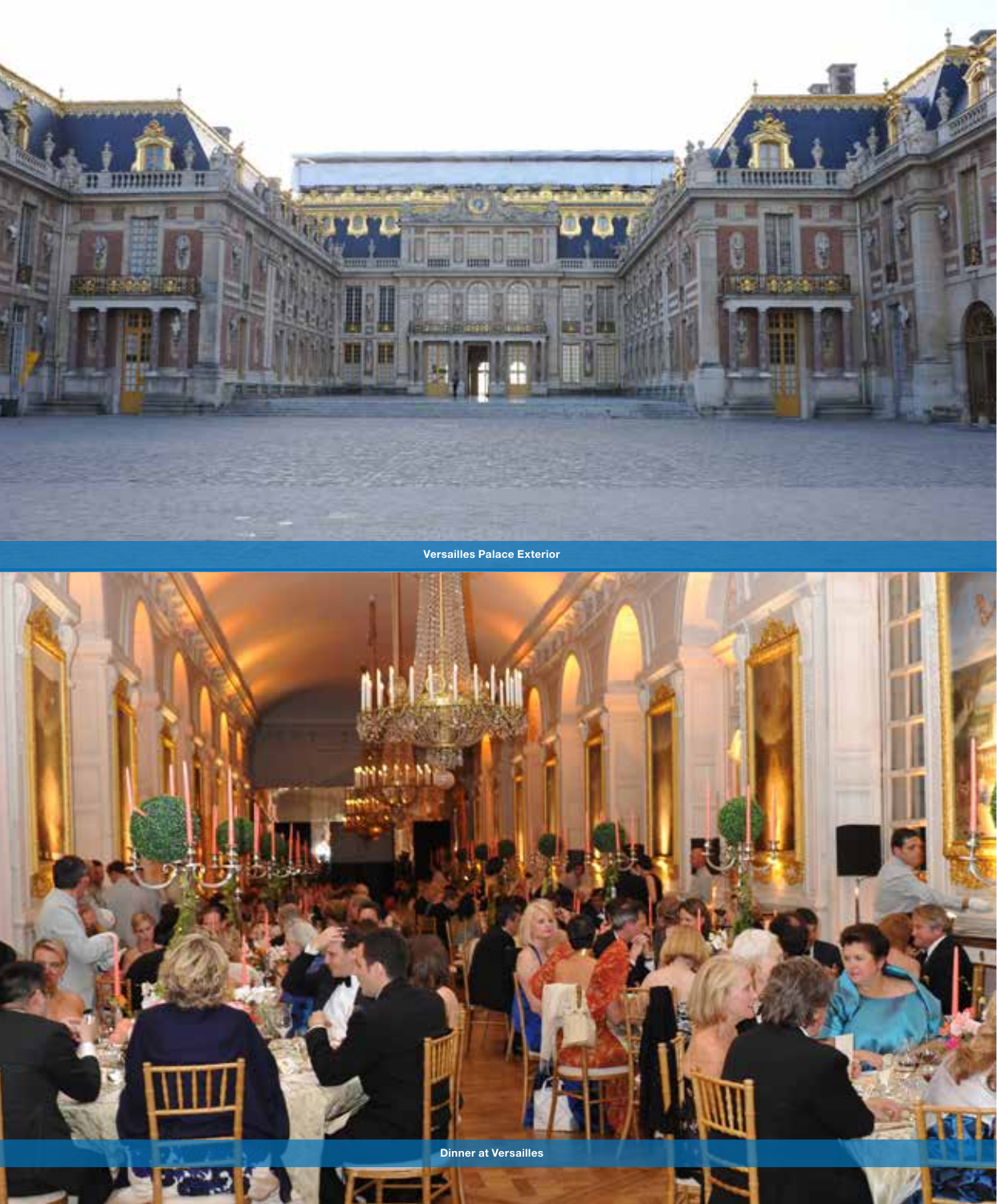Versailles Palace Exterior

Dinner at Versailles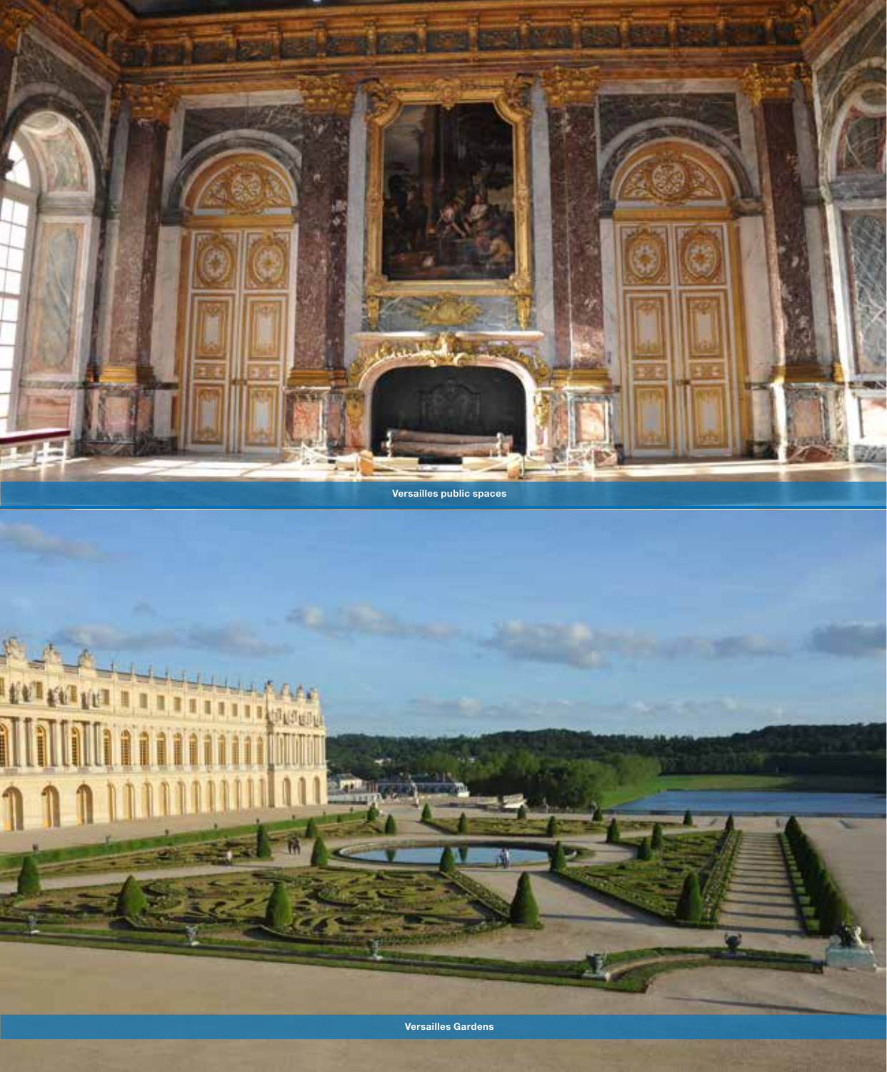Versailles public spaces

Versailles Gardens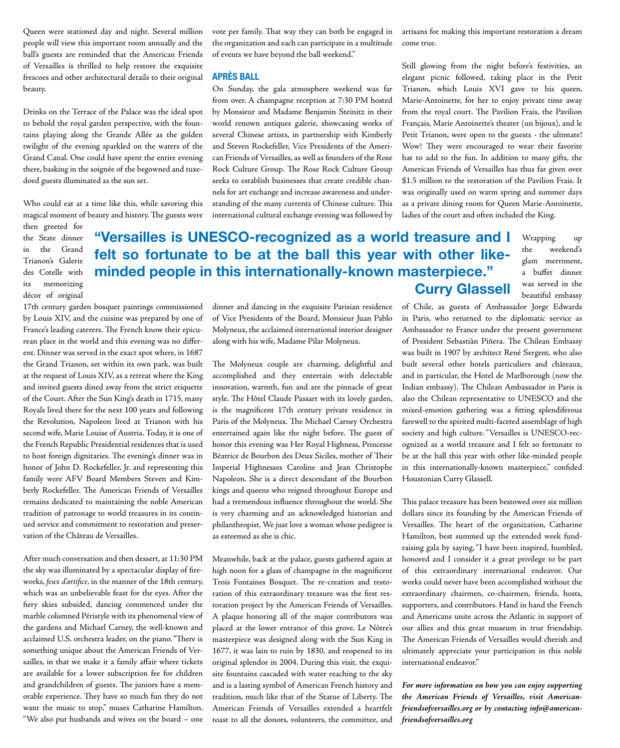Queen were stationed day and night. Several million people will view this important room annually and the ball's guests are reminded that the American Friends of Versailles is thrilled to help restore the exquisite frescoes and other architectural details to their original beauty.

Drinks on the Terrace of the Palace was the ideal spot to behold the royal garden perspective, with the fountains playing along the Grande Allée as the golden twilight of the evening sparkled on the waters of the Grand Canal. One could have spent the entire evening there, basking in the soignée of the begowned and tuxedoed guests illuminated as the sun set.

Who could eat at a time like this, while savoring this magical moment of beauty and history. The guests were then greeted for the State dinner in the Grand Trianon's Galerie des Cotelle with its memorizing décor of original 17th century garden bosquet paintings commissioned by Louis XIV, and the cuisine was prepared by one of France's leading caterers. The French know their epicurean place in the world and this evening was no different. Dinner was served in the exact spot where, in 1687 the Grand Trianon, set within its own park, was built at the request of Louis XIV, as a retreat where the King and invited guests dined away from the strict etiquette of the Court. After the Sun King's death in 1715, many Royals lived there for the next 100 years and following the Revolution, Napoleon lived at Trianon with his second wife, Marie Louise of Austria. Today, it is one of the French Republic Presidential residences that is used to host foreign dignitaries. The evening's dinner was in honor of John D. Rockefeller, Jr. and representing this family were AFV Board Members Steven and Kimberly Rockefeller. The American Friends of Versailles remains dedicated to maintaining the noble American tradition of patronage to world treasures in its continued service and commitment to restoration and preservation of the Château de Versailles.

After much conversation and then dessert, at 11:30 PM the sky was illuminated by a spectacular display of fireworks, *feux d'artifice*, in the manner of the 18th century, which was an unbelievable feast for the eyes. After the fiery skies subsided, dancing commenced under the marble columned Péristyle with its phenomenal view of the gardens and Michael Carney, the well-known and acclaimed U.S. orchestra leader, on the piano. "There is something unique about the American Friends of Versailles, in that we make it a family affair where tickets are available for a lower subscription fee for children and grandchildren of guests. The juniors have a memorable experience. They have so much fun they do not want the music to stop," muses Catharine Hamilton. "We also put husbands and wives on the board – one vote per family. That way they can both be engaged in the organization and each can participate in a multitude of events we have beyond the ball weekend."

## APRÈS BALL

On Sunday, the gala atmosphere weekend was far from over. A champagne reception at 7:30 PM hosted by Monsieur and Madame Benjamin Steinitz in their world renown antiques galerie, showcasing works of several Chinese artists, in partnership with Kimberly and Steven Rockefeller, Vice Presidents of the American Friends of Versailles, as well as founders of the Rose Rock Culture Group. The Rose Rock Culture Group seeks to establish businesses that create credible channels for art exchange and increase awareness and understanding of the many currents of Chinese culture. This international cultural exchange evening was followed by dinner and dancing in the exquisite Parisian residence of Vice Presidents of the Board, Monsieur Juan Pablo Molyneux, the acclaimed international interior designer along with his wife, Madame Pilar Molyneux.

The Molyneux couple are charming, delightful and accomplished and they entertain with delectable innovation, warmth, fun and are the pinnacle of great style. The Hôtel Claude Passart with its lovely garden, is the magnificent 17th century private residence in Paris of the Molyneux. The Michael Carney Orchestra entertained again like the night before. The guest of honor this evening was Her Royal Highness, Princesse Béatrice de Bourbon des Deux Siciles, mother of Their Imperial Highnesses Caroline and Jean Christophe Napoleon. She is a direct descendant of the Bourbon kings and queens who reigned throughout Europe and had a tremendous influence throughout the world. She is very charming and an acknowledged historian and philanthropist. We just love a woman whose pedigree is as esteemed as she is chic.

Meanwhile, back at the palace, guests gathered again at high noon for a glass of champagne in the magnificent Trois Fontaines Bosquet. The re-creation and restoration of this extraordinary treasure was the first restoration project by the American Friends of Versailles. A plaque honoring all of the major contributors was placed at the lower entrance of this grove. Le Nôtre's masterpiece was designed along with the Sun King in 1677, it was lain to ruin by 1830, and reopened to its original splendor in 2004. During this visit, the exquisite fountains cascaded with water reaching to the sky and is a lasting symbol of American French history and tradition, much like that of the Statue of Liberty. The American Friends of Versailles extended a heartfelt toast to all the donors, volunteers, the committee, and artisans for making this important restoration a dream come true.

Still glowing from the night before's festivities, an elegant picnic followed, taking place in the Petit Trianon, which Louis XVI gave to his queen, Marie-Antoinette, for her to enjoy private time away from the royal court. The Pavilion Frais, the Pavilion Français, Marie Antoinette's theater (un bijoux), and le Petit Trianon, were open to the guests - the ultimate! Wow! They were encouraged to wear their favorite hat to add to the fun. In addition to many gifts, the American Friends of Versailles has thus far given over $1.5 million to the restoration of the Pavilion Frais. It was originally used on warm spring and summer days as a private dining room for Queen Marie-Antoinette, ladies of the court and often included the King.

> **"Versailles is UNESCO-recognized as a world treasure and I felt so fortunate to be at the ball this year with other like-minded people in this internationally-known masterpiece."**
> **Curry Glassell**

Wrapping up the weekend's glam merriment, a buffet dinner was served in the beautiful embassy of Chile, as guests of Ambassador Jorge Edwards in Paris, who returned to the diplomatic service as Ambassador to France under the present government of President Sebastiàn Piñera. The Chilean Embassy was built in 1907 by architect René Sergent, who also built several other hotels particuliers and châteaux, and in particular, the Hotel de Marlborough (now the Indian embassy). The Chilean Ambassador in Paris is also the Chilean representative to UNESCO and the mixed-emotion gathering was a fitting splendiferous farewell to the spirited multi-faceted assemblage of high society and high culture. "Versailles is UNESCO-recognized as a world treasure and I felt so fortunate to be at the ball this year with other like-minded people in this internationally-known masterpiece," confided Houstonian Curry Glassell.

This palace treasure has been bestowed over six million dollars since its founding by the American Friends of Versailles. The heart of the organization, Catharine Hamilton, best summed up the extended week fundraising by saying, "I have been inspired, humbled, honored and I consider it a great privilege to be part of this extraordinary international endeavor. Our works could never have been accomplished without the extraordinary chairmen, co-chairmen, friends, hosts, supporters, and contributors. Hand in hand the French and Americans unite across the Atlantic in support of our allies and this great museum in true friendship. The American Friends of Versailles would cherish and ultimately appreciate your participation in this noble international endeavor."

***For more information on how you can enjoy supporting the American Friends of Versailles, visit Americanfriendsofversailles.org or by contacting info@americanfriendsofversailles.org***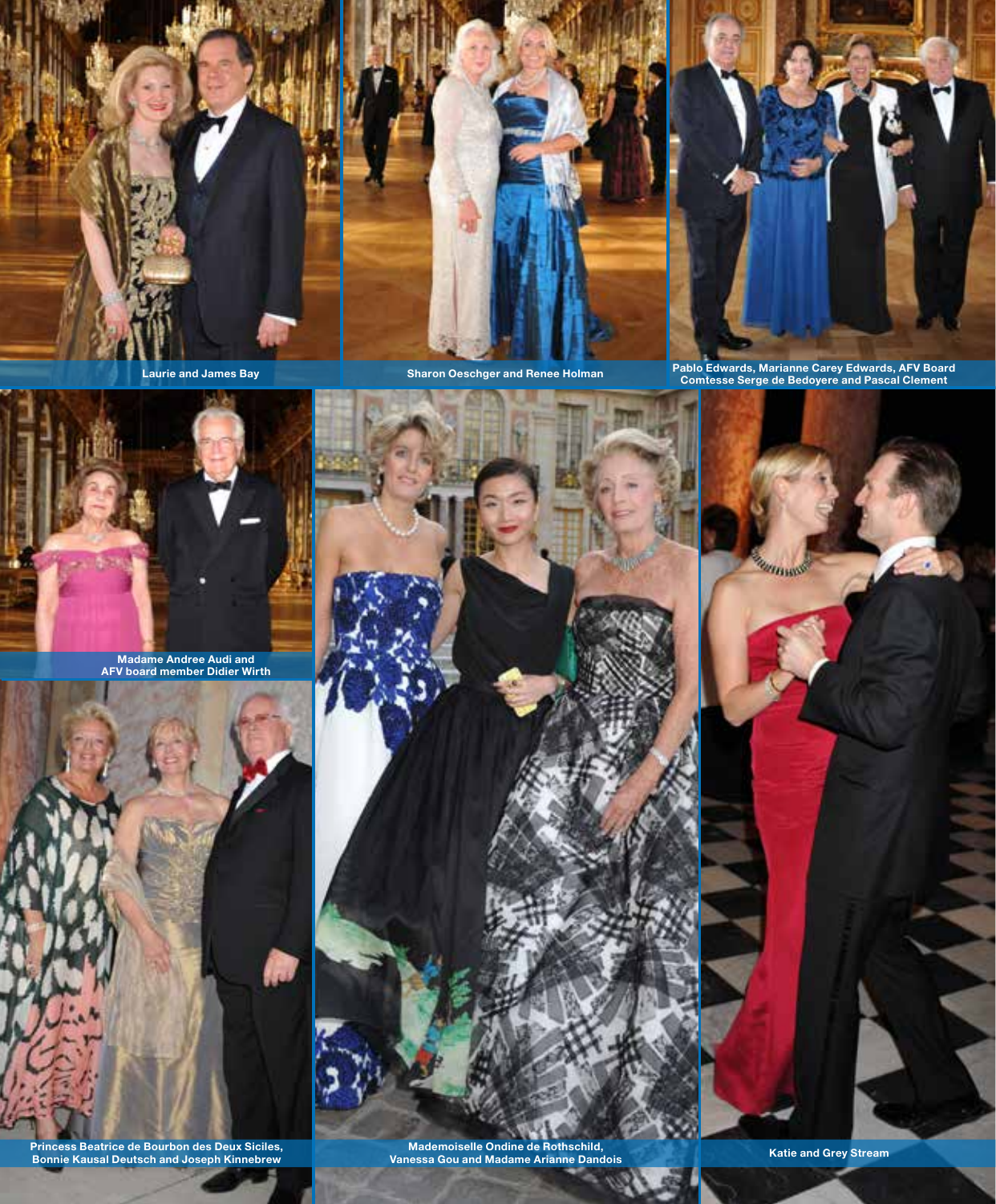Laurie and James Bay

Sharon Oeschger and Renee Holman

Pablo Edwards, Marianne Carey Edwards, AFV Board
Comtesse Serge de Bedoyere and Pascal Clement

Madame Andree Audi and
AFV board member Didier Wirth

Princess Beatrice de Bourbon des Deux Siciles,
Bonnie Kausal Deutsch and Joseph Kinnebrew

Mademoiselle Ondine de Rothschild,
Vanessa Gou and Madame Arianne Dandois

Katie and Grey Stream